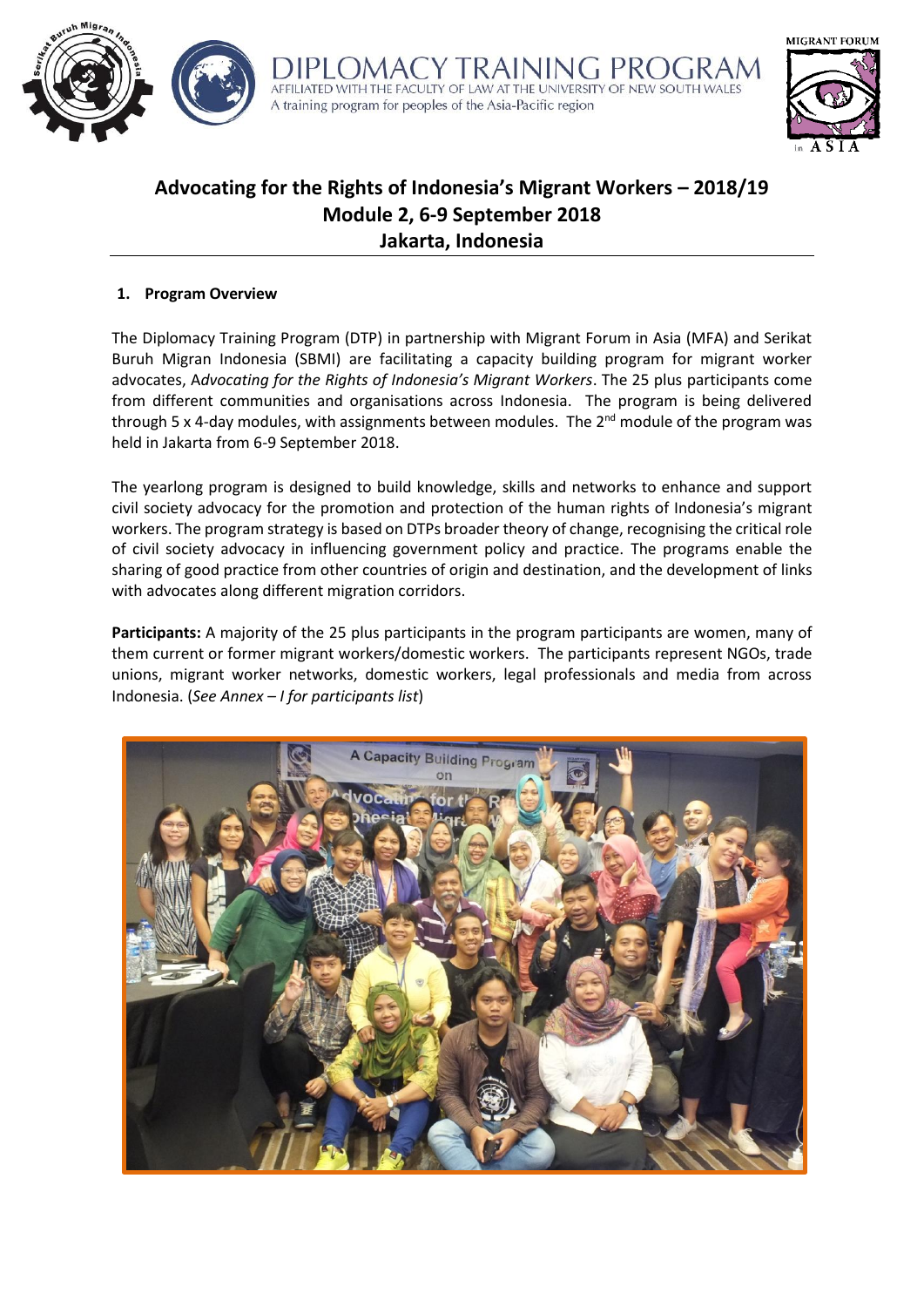DIPLOMACY TRAINING PROGRAM
AFFILIATED WITH THE FACULTY OF LAW AT THE UNIVERSITY OF NEW SOUTH WALES
A training program for peoples of the Asia-Pacific region

# Advocating for the Rights of Indonesia's Migrant Workers – 2018/19
# Module 2, 6-9 September 2018
# Jakarta, Indonesia

## 1. Program Overview

The Diplomacy Training Program (DTP) in partnership with Migrant Forum in Asia (MFA) and Serikat Buruh Migran Indonesia (SBMI) are facilitating a capacity building program for migrant worker advocates, A*dvocating for the Rights of Indonesia's Migrant Workers*. The 25 plus participants come from different communities and organisations across Indonesia. The program is being delivered through 5 x 4-day modules, with assignments between modules. The 2nd module of the program was held in Jakarta from 6-9 September 2018.

The yearlong program is designed to build knowledge, skills and networks to enhance and support civil society advocacy for the promotion and protection of the human rights of Indonesia's migrant workers. The program strategy is based on DTPs broader theory of change, recognising the critical role of civil society advocacy in influencing government policy and practice. The programs enable the sharing of good practice from other countries of origin and destination, and the development of links with advocates along different migration corridors.

**Participants:** A majority of the 25 plus participants in the program participants are women, many of them current or former migrant workers/domestic workers. The participants represent NGOs, trade unions, migrant worker networks, domestic workers, legal professionals and media from across Indonesia. (*See Annex – I for participants list*)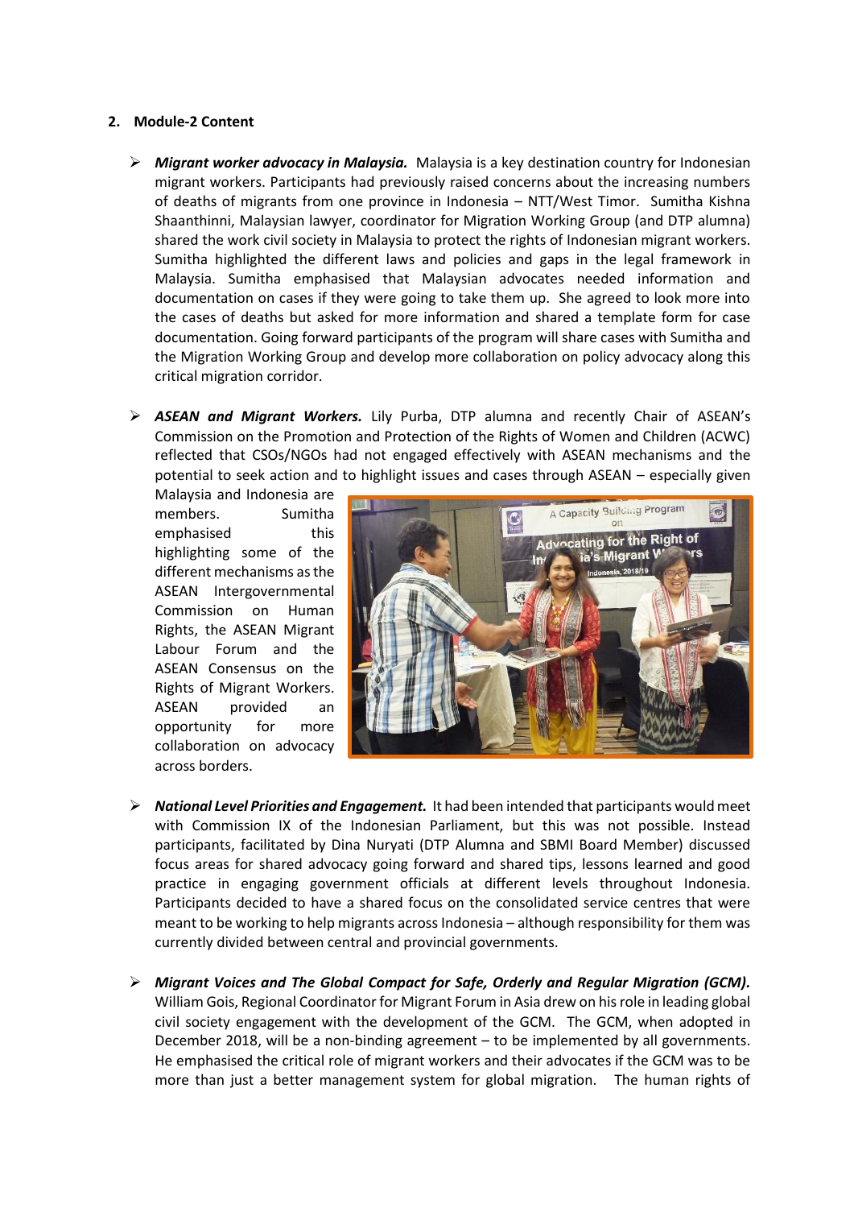## 2. Module-2 Content

- ***Migrant worker advocacy in Malaysia.*** Malaysia is a key destination country for Indonesian migrant workers. Participants had previously raised concerns about the increasing numbers of deaths of migrants from one province in Indonesia – NTT/West Timor. Sumitha Kishna Shaanthinni, Malaysian lawyer, coordinator for Migration Working Group (and DTP alumna) shared the work civil society in Malaysia to protect the rights of Indonesian migrant workers. Sumitha highlighted the different laws and policies and gaps in the legal framework in Malaysia. Sumitha emphasised that Malaysian advocates needed information and documentation on cases if they were going to take them up. She agreed to look more into the cases of deaths but asked for more information and shared a template form for case documentation. Going forward participants of the program will share cases with Sumitha and the Migration Working Group and develop more collaboration on policy advocacy along this critical migration corridor.

- ***ASEAN and Migrant Workers.*** Lily Purba, DTP alumna and recently Chair of ASEAN's Commission on the Promotion and Protection of the Rights of Women and Children (ACWC) reflected that CSOs/NGOs had not engaged effectively with ASEAN mechanisms and the potential to seek action and to highlight issues and cases through ASEAN – especially given Malaysia and Indonesia are members. Sumitha emphasised this highlighting some of the different mechanisms as the ASEAN Intergovernmental Commission on Human Rights, the ASEAN Migrant Labour Forum and the ASEAN Consensus on the Rights of Migrant Workers. ASEAN provided an opportunity for more collaboration on advocacy across borders.

- ***National Level Priorities and Engagement.*** It had been intended that participants would meet with Commission IX of the Indonesian Parliament, but this was not possible. Instead participants, facilitated by Dina Nuryati (DTP Alumna and SBMI Board Member) discussed focus areas for shared advocacy going forward and shared tips, lessons learned and good practice in engaging government officials at different levels throughout Indonesia. Participants decided to have a shared focus on the consolidated service centres that were meant to be working to help migrants across Indonesia – although responsibility for them was currently divided between central and provincial governments.

- ***Migrant Voices and The Global Compact for Safe, Orderly and Regular Migration (GCM).*** William Gois, Regional Coordinator for Migrant Forum in Asia drew on his role in leading global civil society engagement with the development of the GCM. The GCM, when adopted in December 2018, will be a non-binding agreement – to be implemented by all governments. He emphasised the critical role of migrant workers and their advocates if the GCM was to be more than just a better management system for global migration. The human rights of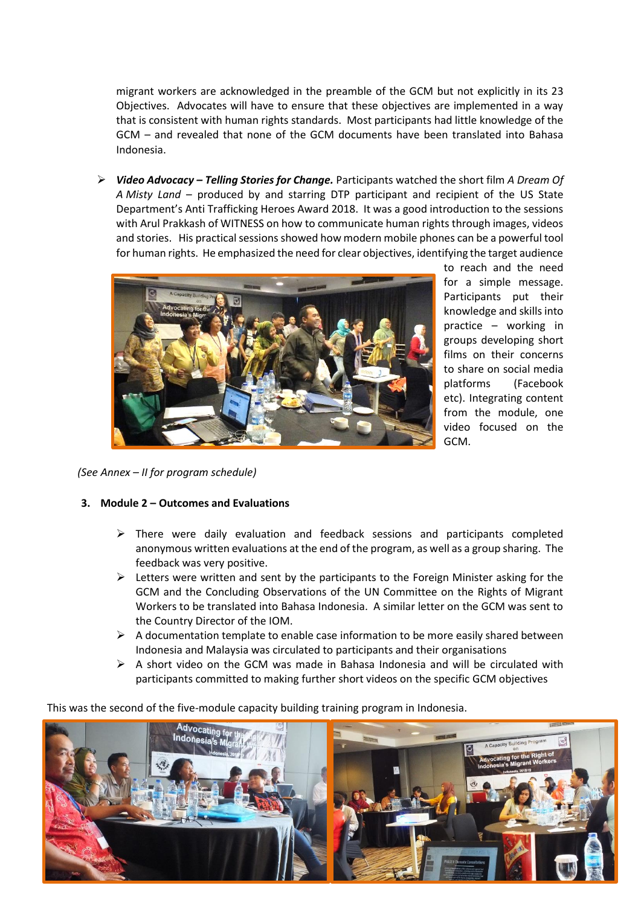migrant workers are acknowledged in the preamble of the GCM but not explicitly in its 23 Objectives. Advocates will have to ensure that these objectives are implemented in a way that is consistent with human rights standards. Most participants had little knowledge of the GCM – and revealed that none of the GCM documents have been translated into Bahasa Indonesia.

- ***Video Advocacy – Telling Stories for Change.*** Participants watched the short film *A Dream Of A Misty Land* – produced by and starring DTP participant and recipient of the US State Department's Anti Trafficking Heroes Award 2018. It was a good introduction to the sessions with Arul Prakkash of WITNESS on how to communicate human rights through images, videos and stories. His practical sessions showed how modern mobile phones can be a powerful tool for human rights. He emphasized the need for clear objectives, identifying the target audience to reach and the need for a simple message. Participants put their knowledge and skills into practice – working in groups developing short films on their concerns to share on social media platforms (Facebook etc). Integrating content from the module, one video focused on the GCM.

*(See Annex – II for program schedule)*

### 3. Module 2 – Outcomes and Evaluations

- There were daily evaluation and feedback sessions and participants completed anonymous written evaluations at the end of the program, as well as a group sharing. The feedback was very positive.
- Letters were written and sent by the participants to the Foreign Minister asking for the GCM and the Concluding Observations of the UN Committee on the Rights of Migrant Workers to be translated into Bahasa Indonesia. A similar letter on the GCM was sent to the Country Director of the IOM.
- A documentation template to enable case information to be more easily shared between Indonesia and Malaysia was circulated to participants and their organisations
- A short video on the GCM was made in Bahasa Indonesia and will be circulated with participants committed to making further short videos on the specific GCM objectives

This was the second of the five-module capacity building training program in Indonesia.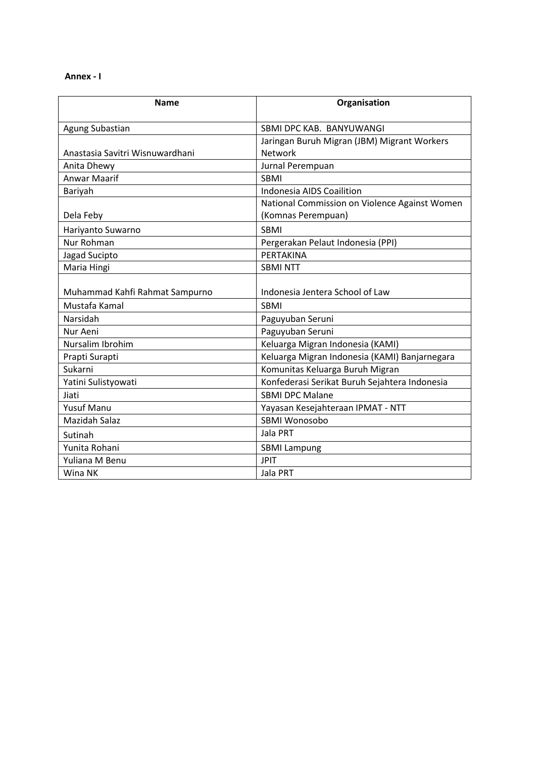**Annex - I**

| Name | Organisation |
| --- | --- |
| Agung Subastian | SBMI DPC KAB. BANYUWANGI |
| Anastasia Savitri Wisnuwardhani | Jaringan Buruh Migran (JBM) Migrant Workers Network |
| Anita Dhewy | Jurnal Perempuan |
| Anwar Maarif | SBMI |
| Bariyah | Indonesia AIDS Coailition |
| Dela Feby | National Commission on Violence Against Women (Komnas Perempuan) |
| Hariyanto Suwarno | SBMI |
| Nur Rohman | Pergerakan Pelaut Indonesia (PPI) |
| Jagad Sucipto | PERTAKINA |
| Maria Hingi | SBMI NTT |
| Muhammad Kahfi Rahmat Sampurno | Indonesia Jentera School of Law |
| Mustafa Kamal | SBMI |
| Narsidah | Paguyuban Seruni |
| Nur Aeni | Paguyuban Seruni |
| Nursalim Ibrohim | Keluarga Migran Indonesia (KAMI) |
| Prapti Surapti | Keluarga Migran Indonesia (KAMI) Banjarnegara |
| Sukarni | Komunitas Keluarga Buruh Migran |
| Yatini Sulistyowati | Konfederasi Serikat Buruh Sejahtera Indonesia |
| Jiati | SBMI DPC Malane |
| Yusuf Manu | Yayasan Kesejahteraan IPMAT - NTT |
| Mazidah Salaz | SBMI Wonosobo |
| Sutinah | Jala PRT |
| Yunita Rohani | SBMI Lampung |
| Yuliana M Benu | JPIT |
| Wina NK | Jala PRT |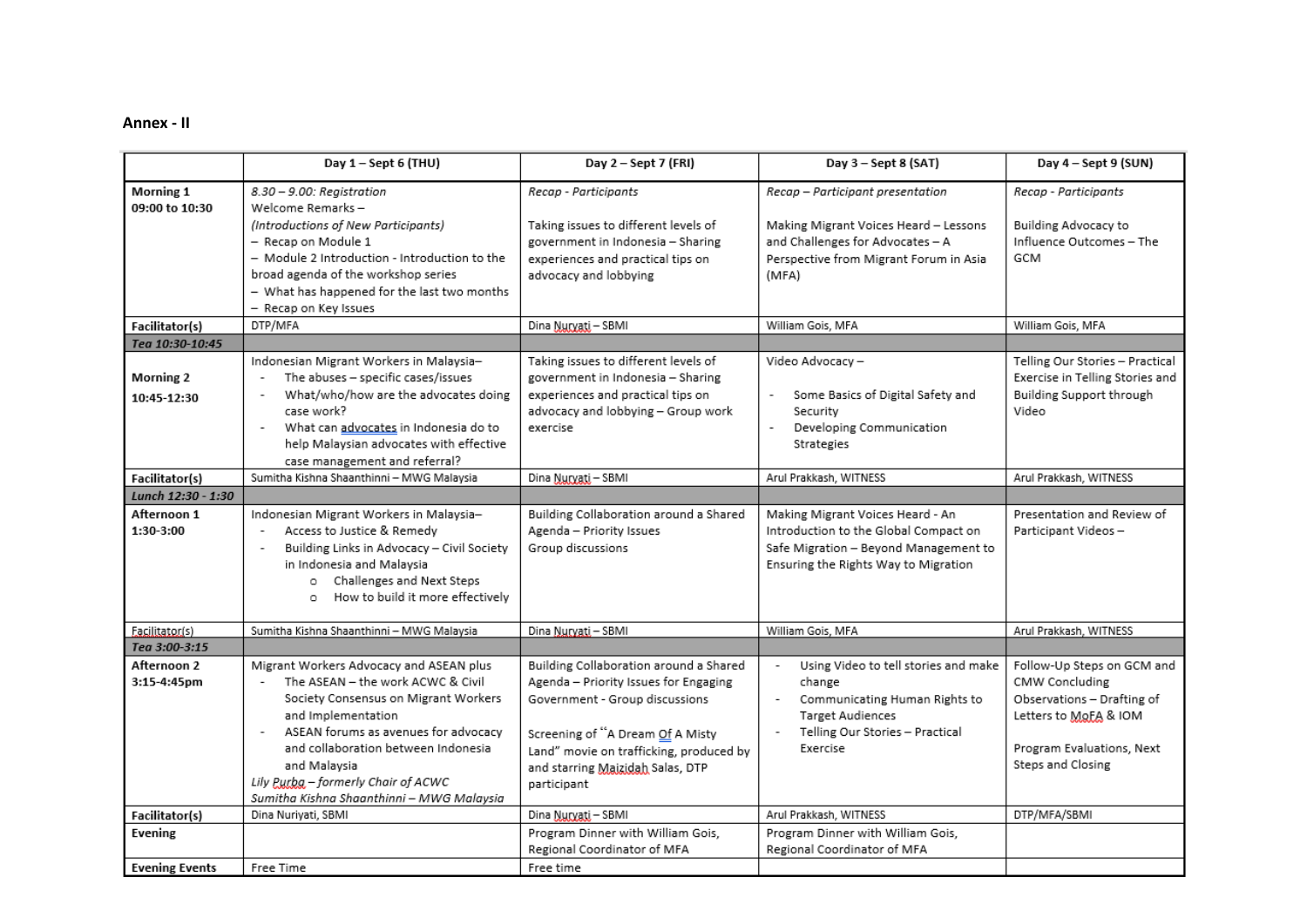**Annex - II**

| | Day 1 – Sept 6 (THU) | Day 2 – Sept 7 (FRI) | Day 3 – Sept 8 (SAT) | Day 4 – Sept 9 (SUN) |
|---|---|---|---|---|
| **Morning 1** **09:00 to 10:30** | *8.30 – 9.00: Registration* Welcome Remarks – *(Introductions of New Participants)* – Recap on Module 1 – Module 2 Introduction - Introduction to the broad agenda of the workshop series – What has happened for the last two months – Recap on Key Issues | *Recap - Participants* Taking issues to different levels of government in Indonesia – Sharing experiences and practical tips on advocacy and lobbying | *Recap – Participant presentation* Making Migrant Voices Heard – Lessons and Challenges for Advocates – A Perspective from Migrant Forum in Asia (MFA) | *Recap - Participants* Building Advocacy to Influence Outcomes – The GCM |
| **Facilitator(s)** | DTP/MFA | Dina Nuryati – SBMI | William Gois, MFA | William Gois, MFA |
| ***Tea 10:30-10:45*** | | | | |
| **Morning 2** **10:45-12:30** | Indonesian Migrant Workers in Malaysia– - The abuses – specific cases/issues - What/who/how are the advocates doing case work? - What can advocates in Indonesia do to help Malaysian advocates with effective case management and referral? | Taking issues to different levels of government in Indonesia – Sharing experiences and practical tips on advocacy and lobbying – Group work exercise | Video Advocacy – - Some Basics of Digital Safety and Security - Developing Communication Strategies | Telling Our Stories – Practical Exercise in Telling Stories and Building Support through Video |
| **Facilitator(s)** | Sumitha Kishna Shaanthinni – MWG Malaysia | Dina Nuryati – SBMI | Arul Prakkash, WITNESS | Arul Prakkash, WITNESS |
| ***Lunch 12:30 - 1:30*** | | | | |
| **Afternoon 1** **1:30-3:00** | Indonesian Migrant Workers in Malaysia– - Access to Justice & Remedy - Building Links in Advocacy – Civil Society in Indonesia and Malaysia ○ Challenges and Next Steps ○ How to build it more effectively | Building Collaboration around a Shared Agenda – Priority Issues Group discussions | Making Migrant Voices Heard - An Introduction to the Global Compact on Safe Migration – Beyond Management to Ensuring the Rights Way to Migration | Presentation and Review of Participant Videos – |
| Facilitator(s) | Sumitha Kishna Shaanthinni – MWG Malaysia | Dina Nuryati – SBMI | William Gois, MFA | Arul Prakkash, WITNESS |
| ***Tea 3:00-3:15*** | | | | |
| **Afternoon 2** **3:15-4:45pm** | Migrant Workers Advocacy and ASEAN plus - The ASEAN – the work ACWC & Civil Society Consensus on Migrant Workers and Implementation - ASEAN forums as avenues for advocacy and collaboration between Indonesia and Malaysia *Lily Purba – formerly Chair of ACWC* *Sumitha Kishna Shaanthinni – MWG Malaysia* | Building Collaboration around a Shared Agenda – Priority Issues for Engaging Government - Group discussions Screening of "A Dream Of A Misty Land" movie on trafficking, produced by and starring Maizidah Salas, DTP participant | - Using Video to tell stories and make change - Communicating Human Rights to Target Audiences - Telling Our Stories – Practical Exercise | Follow-Up Steps on GCM and CMW Concluding Observations – Drafting of Letters to MoFA & IOM Program Evaluations, Next Steps and Closing |
| **Facilitator(s)** | Dina Nuriyati, SBMI | Dina Nuryati – SBMI | Arul Prakkash, WITNESS | DTP/MFA/SBMI |
| **Evening** | | Program Dinner with William Gois, Regional Coordinator of MFA | Program Dinner with William Gois, Regional Coordinator of MFA | |
| **Evening Events** | Free Time | Free time | | |